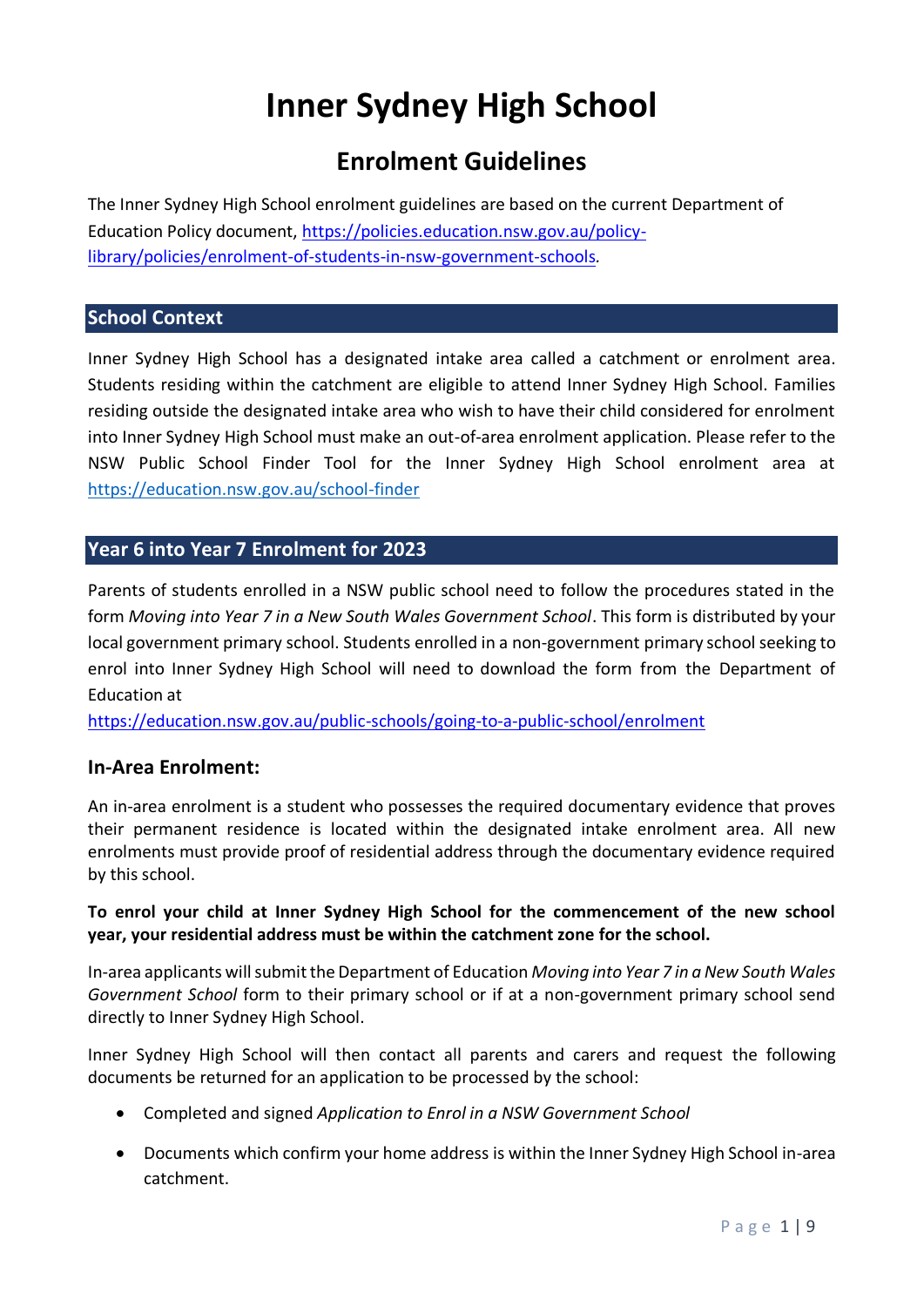# Inner Sydney High School

## Enrolment Guidelines

The Inner Sydney High School enrolment guidelines are based on the current Department of Education Policy document, https://policies.education.nsw.gov.au/policy-library/policies/enrolment-of-students-in-nsw-government-schools.

### School Context

Inner Sydney High School has a designated intake area called a catchment or enrolment area. Students residing within the catchment are eligible to attend Inner Sydney High School. Families residing outside the designated intake area who wish to have their child considered for enrolment into Inner Sydney High School must make an out-of-area enrolment application. Please refer to the NSW Public School Finder Tool for the Inner Sydney High School enrolment area at https://education.nsw.gov.au/school-finder

### Year 6 into Year 7 Enrolment for 2023

Parents of students enrolled in a NSW public school need to follow the procedures stated in the form *Moving into Year 7 in a New South Wales Government School*. This form is distributed by your local government primary school. Students enrolled in a non-government primary school seeking to enrol into Inner Sydney High School will need to download the form from the Department of Education at
https://education.nsw.gov.au/public-schools/going-to-a-public-school/enrolment

### In-Area Enrolment:

An in-area enrolment is a student who possesses the required documentary evidence that proves their permanent residence is located within the designated intake enrolment area. All new enrolments must provide proof of residential address through the documentary evidence required by this school.

**To enrol your child at Inner Sydney High School for the commencement of the new school year, your residential address must be within the catchment zone for the school.**

In-area applicants will submit the Department of Education *Moving into Year 7 in a New South Wales Government School* form to their primary school or if at a non-government primary school send directly to Inner Sydney High School.

Inner Sydney High School will then contact all parents and carers and request the following documents be returned for an application to be processed by the school:

- Completed and signed *Application to Enrol in a NSW Government School*
- Documents which confirm your home address is within the Inner Sydney High School in-area catchment.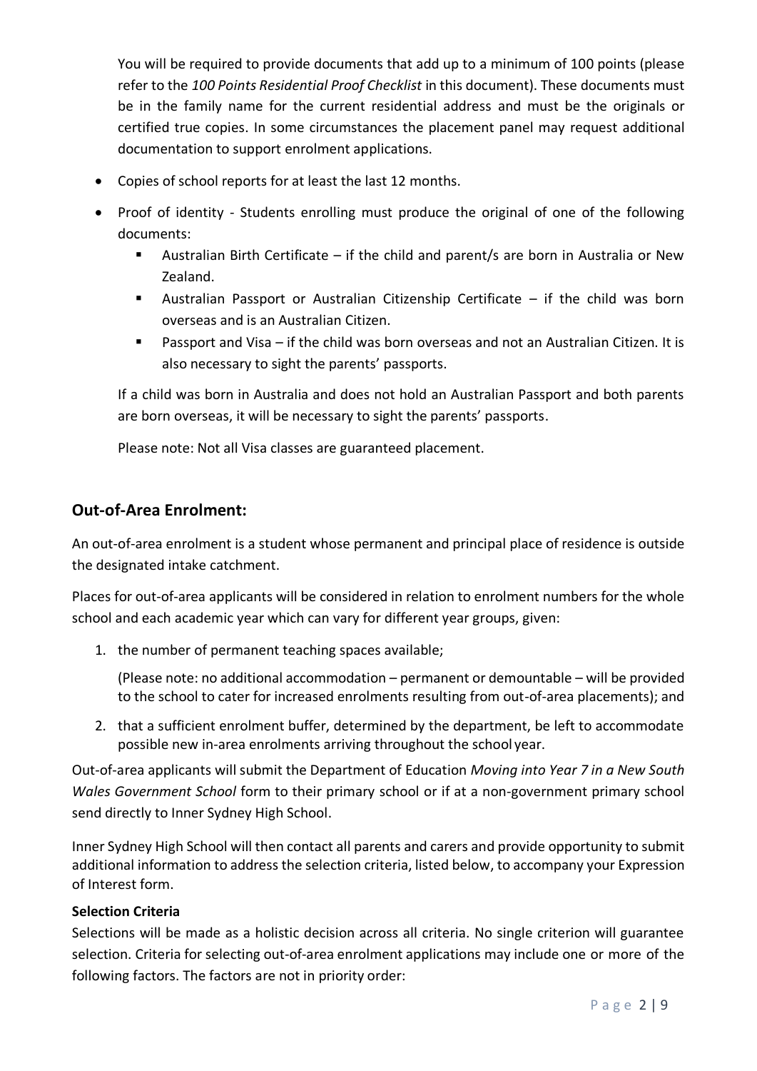You will be required to provide documents that add up to a minimum of 100 points (please refer to the *100 Points Residential Proof Checklist* in this document). These documents must be in the family name for the current residential address and must be the originals or certified true copies. In some circumstances the placement panel may request additional documentation to support enrolment applications.

- Copies of school reports for at least the last 12 months.
- Proof of identity - Students enrolling must produce the original of one of the following documents:
  - Australian Birth Certificate – if the child and parent/s are born in Australia or New Zealand.
  - Australian Passport or Australian Citizenship Certificate – if the child was born overseas and is an Australian Citizen.
  - Passport and Visa – if the child was born overseas and not an Australian Citizen. It is also necessary to sight the parents' passports.

If a child was born in Australia and does not hold an Australian Passport and both parents are born overseas, it will be necessary to sight the parents' passports.

Please note: Not all Visa classes are guaranteed placement.

## Out-of-Area Enrolment:

An out-of-area enrolment is a student whose permanent and principal place of residence is outside the designated intake catchment.

Places for out-of-area applicants will be considered in relation to enrolment numbers for the whole school and each academic year which can vary for different year groups, given:

1. the number of permanent teaching spaces available;

   (Please note: no additional accommodation – permanent or demountable – will be provided to the school to cater for increased enrolments resulting from out-of-area placements); and

2. that a sufficient enrolment buffer, determined by the department, be left to accommodate possible new in-area enrolments arriving throughout the school year.

Out-of-area applicants will submit the Department of Education *Moving into Year 7 in a New South Wales Government School* form to their primary school or if at a non-government primary school send directly to Inner Sydney High School.

Inner Sydney High School will then contact all parents and carers and provide opportunity to submit additional information to address the selection criteria, listed below, to accompany your Expression of Interest form.

**Selection Criteria**

Selections will be made as a holistic decision across all criteria. No single criterion will guarantee selection. Criteria for selecting out-of-area enrolment applications may include one or more of the following factors. The factors are not in priority order: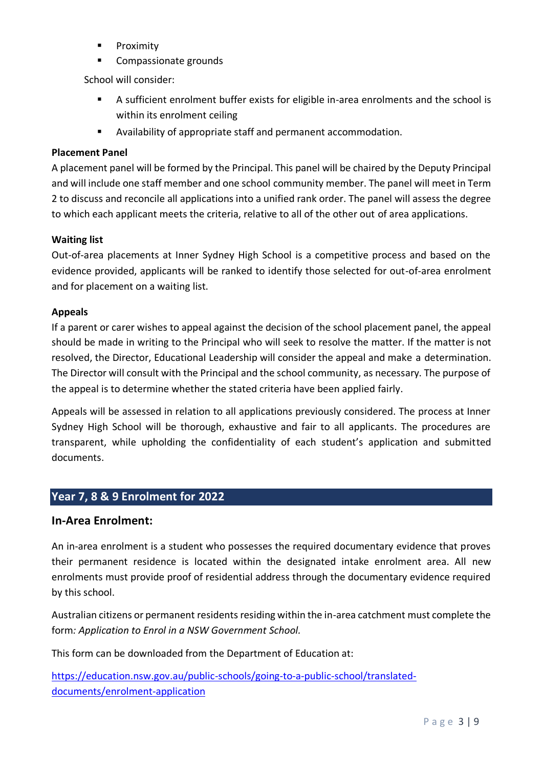- Proximity
  - Compassionate grounds

School will consider:

  - A sufficient enrolment buffer exists for eligible in-area enrolments and the school is within its enrolment ceiling
  - Availability of appropriate staff and permanent accommodation.

**Placement Panel**

A placement panel will be formed by the Principal. This panel will be chaired by the Deputy Principal and will include one staff member and one school community member. The panel will meet in Term 2 to discuss and reconcile all applications into a unified rank order. The panel will assess the degree to which each applicant meets the criteria, relative to all of the other out of area applications.

**Waiting list**

Out-of-area placements at Inner Sydney High School is a competitive process and based on the evidence provided, applicants will be ranked to identify those selected for out-of-area enrolment and for placement on a waiting list.

**Appeals**

If a parent or carer wishes to appeal against the decision of the school placement panel, the appeal should be made in writing to the Principal who will seek to resolve the matter. If the matter is not resolved, the Director, Educational Leadership will consider the appeal and make a determination. The Director will consult with the Principal and the school community, as necessary. The purpose of the appeal is to determine whether the stated criteria have been applied fairly.

Appeals will be assessed in relation to all applications previously considered. The process at Inner Sydney High School will be thorough, exhaustive and fair to all applicants. The procedures are transparent, while upholding the confidentiality of each student's application and submitted documents.

## Year 7, 8 & 9 Enrolment for 2022

### In-Area Enrolment:

An in-area enrolment is a student who possesses the required documentary evidence that proves their permanent residence is located within the designated intake enrolment area. All new enrolments must provide proof of residential address through the documentary evidence required by this school.

Australian citizens or permanent residents residing within the in-area catchment must complete the form*: Application to Enrol in a NSW Government School.*

This form can be downloaded from the Department of Education at:

[https://education.nsw.gov.au/public-schools/going-to-a-public-school/translated-documents/enrolment-application](https://education.nsw.gov.au/public-schools/going-to-a-public-school/translated-documents/enrolment-application)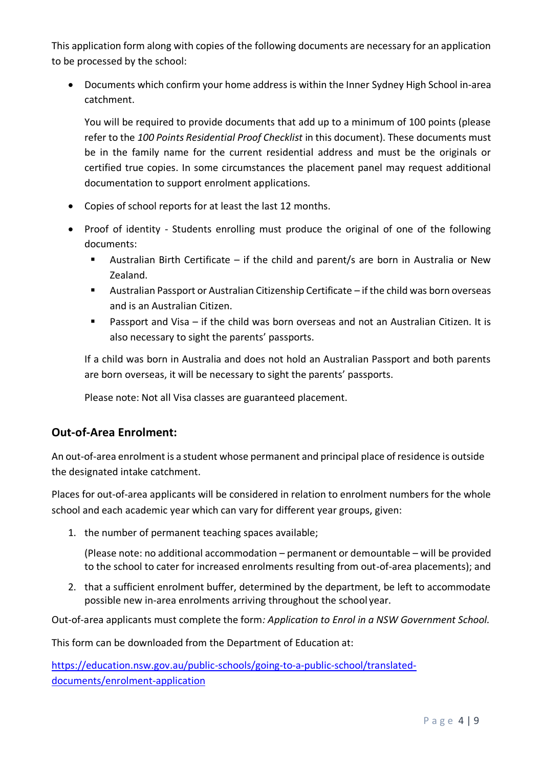This application form along with copies of the following documents are necessary for an application to be processed by the school:

- Documents which confirm your home address is within the Inner Sydney High School in-area catchment.

  You will be required to provide documents that add up to a minimum of 100 points (please refer to the *100 Points Residential Proof Checklist* in this document). These documents must be in the family name for the current residential address and must be the originals or certified true copies. In some circumstances the placement panel may request additional documentation to support enrolment applications.

- Copies of school reports for at least the last 12 months.

- Proof of identity - Students enrolling must produce the original of one of the following documents:
  - Australian Birth Certificate – if the child and parent/s are born in Australia or New Zealand.
  - Australian Passport or Australian Citizenship Certificate – if the child was born overseas and is an Australian Citizen.
  - Passport and Visa – if the child was born overseas and not an Australian Citizen. It is also necessary to sight the parents' passports.

  If a child was born in Australia and does not hold an Australian Passport and both parents are born overseas, it will be necessary to sight the parents' passports.

  Please note: Not all Visa classes are guaranteed placement.

## Out-of-Area Enrolment:

An out-of-area enrolment is a student whose permanent and principal place of residence is outside the designated intake catchment.

Places for out-of-area applicants will be considered in relation to enrolment numbers for the whole school and each academic year which can vary for different year groups, given:

1. the number of permanent teaching spaces available;

   (Please note: no additional accommodation – permanent or demountable – will be provided to the school to cater for increased enrolments resulting from out-of-area placements); and

2. that a sufficient enrolment buffer, determined by the department, be left to accommodate possible new in-area enrolments arriving throughout the school year.

Out-of-area applicants must complete the form*: Application to Enrol in a NSW Government School.*

This form can be downloaded from the Department of Education at:

https://education.nsw.gov.au/public-schools/going-to-a-public-school/translated-documents/enrolment-application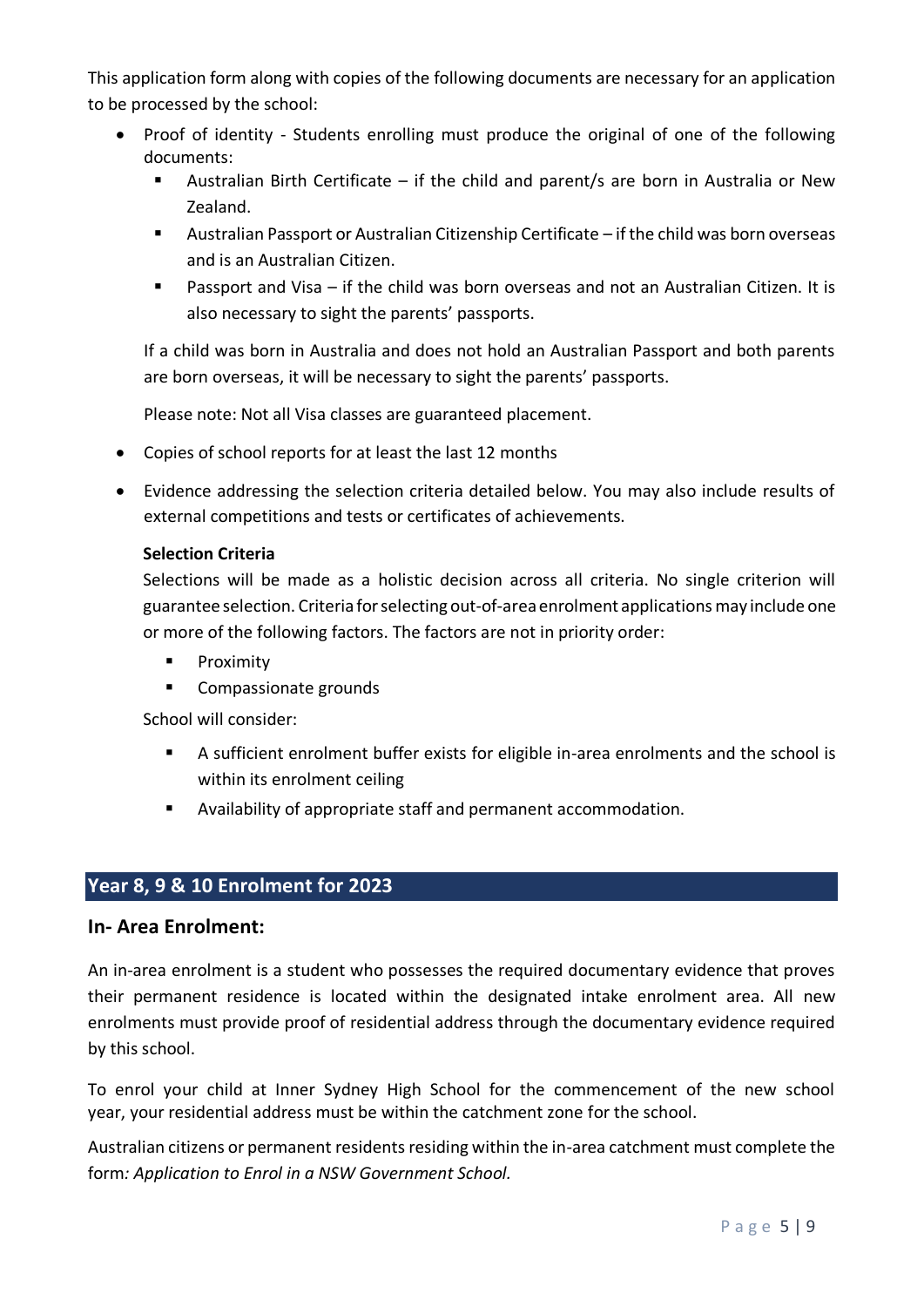This application form along with copies of the following documents are necessary for an application to be processed by the school:

- Proof of identity - Students enrolling must produce the original of one of the following documents:
  - Australian Birth Certificate – if the child and parent/s are born in Australia or New Zealand.
  - Australian Passport or Australian Citizenship Certificate – if the child was born overseas and is an Australian Citizen.
  - Passport and Visa – if the child was born overseas and not an Australian Citizen. It is also necessary to sight the parents' passports.

  If a child was born in Australia and does not hold an Australian Passport and both parents are born overseas, it will be necessary to sight the parents' passports.

  Please note: Not all Visa classes are guaranteed placement.

- Copies of school reports for at least the last 12 months

- Evidence addressing the selection criteria detailed below. You may also include results of external competitions and tests or certificates of achievements.

  **Selection Criteria**

  Selections will be made as a holistic decision across all criteria. No single criterion will guarantee selection. Criteria for selecting out-of-area enrolment applications may include one or more of the following factors. The factors are not in priority order:

  - Proximity
  - Compassionate grounds

  School will consider:

  - A sufficient enrolment buffer exists for eligible in-area enrolments and the school is within its enrolment ceiling
  - Availability of appropriate staff and permanent accommodation.

## Year 8, 9 & 10 Enrolment for 2023

### In- Area Enrolment:

An in-area enrolment is a student who possesses the required documentary evidence that proves their permanent residence is located within the designated intake enrolment area. All new enrolments must provide proof of residential address through the documentary evidence required by this school.

To enrol your child at Inner Sydney High School for the commencement of the new school year, your residential address must be within the catchment zone for the school.

Australian citizens or permanent residents residing within the in-area catchment must complete the form*: Application to Enrol in a NSW Government School.*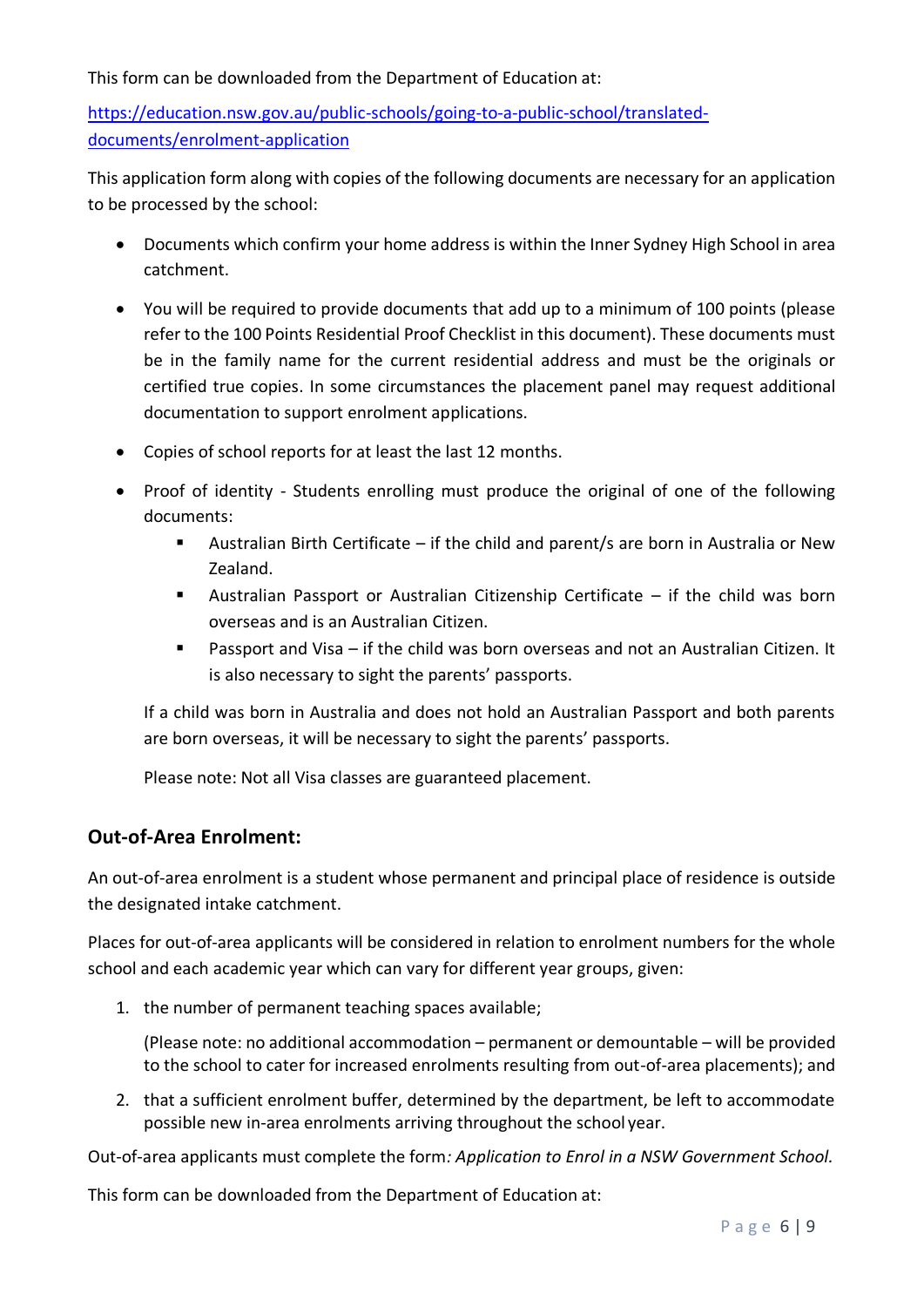This form can be downloaded from the Department of Education at:

[https://education.nsw.gov.au/public-schools/going-to-a-public-school/translated-documents/enrolment-application](https://education.nsw.gov.au/public-schools/going-to-a-public-school/translated-documents/enrolment-application)

This application form along with copies of the following documents are necessary for an application to be processed by the school:

- Documents which confirm your home address is within the Inner Sydney High School in area catchment.
- You will be required to provide documents that add up to a minimum of 100 points (please refer to the 100 Points Residential Proof Checklist in this document). These documents must be in the family name for the current residential address and must be the originals or certified true copies. In some circumstances the placement panel may request additional documentation to support enrolment applications.
- Copies of school reports for at least the last 12 months.
- Proof of identity - Students enrolling must produce the original of one of the following documents:
  - Australian Birth Certificate – if the child and parent/s are born in Australia or New Zealand.
  - Australian Passport or Australian Citizenship Certificate – if the child was born overseas and is an Australian Citizen.
  - Passport and Visa – if the child was born overseas and not an Australian Citizen. It is also necessary to sight the parents' passports.

  If a child was born in Australia and does not hold an Australian Passport and both parents are born overseas, it will be necessary to sight the parents' passports.

  Please note: Not all Visa classes are guaranteed placement.

## Out-of-Area Enrolment:

An out-of-area enrolment is a student whose permanent and principal place of residence is outside the designated intake catchment.

Places for out-of-area applicants will be considered in relation to enrolment numbers for the whole school and each academic year which can vary for different year groups, given:

1. the number of permanent teaching spaces available;

   (Please note: no additional accommodation – permanent or demountable – will be provided to the school to cater for increased enrolments resulting from out-of-area placements); and

2. that a sufficient enrolment buffer, determined by the department, be left to accommodate possible new in-area enrolments arriving throughout the school year.

Out-of-area applicants must complete the form*: Application to Enrol in a NSW Government School.*

This form can be downloaded from the Department of Education at: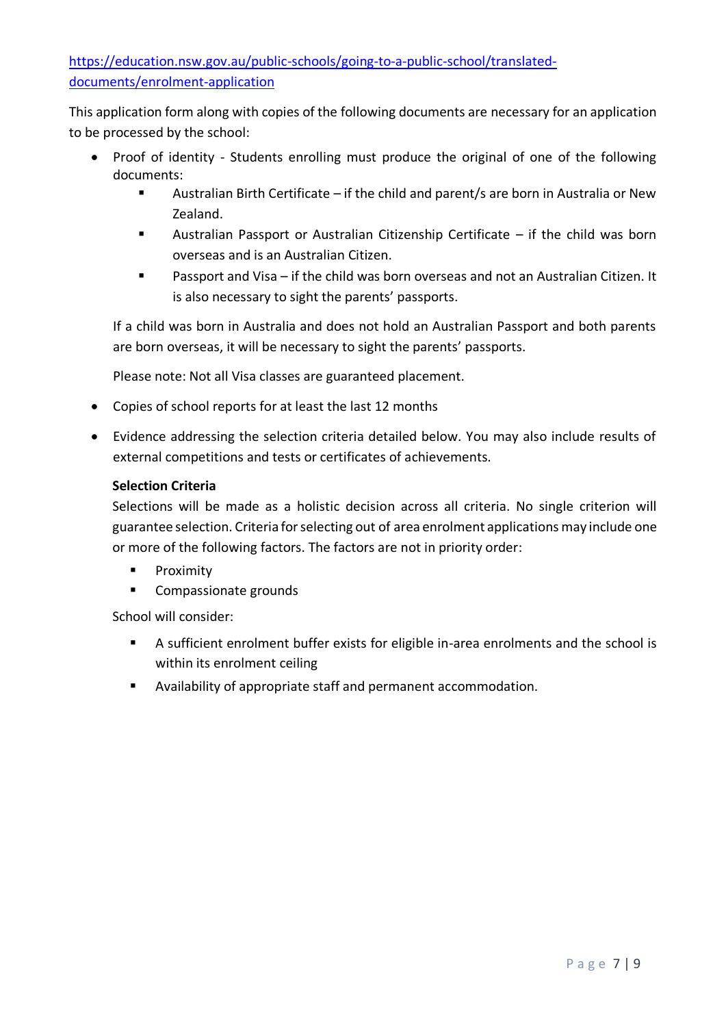[https://education.nsw.gov.au/public-schools/going-to-a-public-school/translated-documents/enrolment-application](https://education.nsw.gov.au/public-schools/going-to-a-public-school/translated-documents/enrolment-application)

This application form along with copies of the following documents are necessary for an application to be processed by the school:

- Proof of identity - Students enrolling must produce the original of one of the following documents:
  - Australian Birth Certificate – if the child and parent/s are born in Australia or New Zealand.
  - Australian Passport or Australian Citizenship Certificate – if the child was born overseas and is an Australian Citizen.
  - Passport and Visa – if the child was born overseas and not an Australian Citizen. It is also necessary to sight the parents' passports.

  If a child was born in Australia and does not hold an Australian Passport and both parents are born overseas, it will be necessary to sight the parents' passports.

  Please note: Not all Visa classes are guaranteed placement.

- Copies of school reports for at least the last 12 months

- Evidence addressing the selection criteria detailed below. You may also include results of external competitions and tests or certificates of achievements.

  **Selection Criteria**

  Selections will be made as a holistic decision across all criteria. No single criterion will guarantee selection. Criteria for selecting out of area enrolment applications may include one or more of the following factors. The factors are not in priority order:

  - Proximity
  - Compassionate grounds

  School will consider:

  - A sufficient enrolment buffer exists for eligible in-area enrolments and the school is within its enrolment ceiling
  - Availability of appropriate staff and permanent accommodation.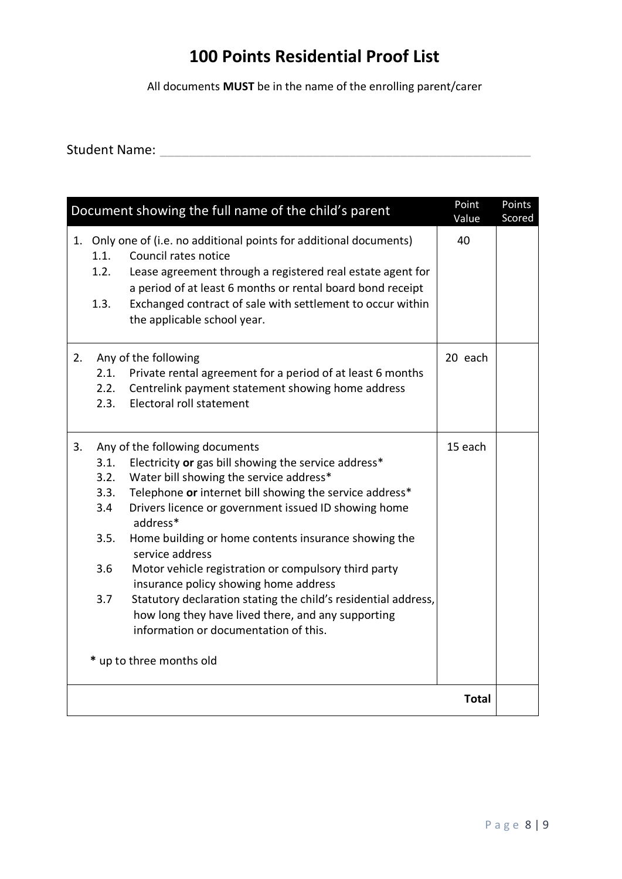# 100 Points Residential Proof List

All documents **MUST** be in the name of the enrolling parent/carer

Student Name: ______________________________________________

| Document showing the full name of the child's parent | Point Value | Points Scored |
|---|---|---|
| 1. Only one of (i.e. no additional points for additional documents)<br>1.1. Council rates notice<br>1.2. Lease agreement through a registered real estate agent for a period of at least 6 months or rental board bond receipt<br>1.3. Exchanged contract of sale with settlement to occur within the applicable school year. | 40 | |
| 2. Any of the following<br>2.1. Private rental agreement for a period of at least 6 months<br>2.2. Centrelink payment statement showing home address<br>2.3. Electoral roll statement | 20 each | |
| 3. Any of the following documents<br>3.1. Electricity **or** gas bill showing the service address*<br>3.2. Water bill showing the service address*<br>3.3. Telephone **or** internet bill showing the service address*<br>3.4 Drivers licence or government issued ID showing home address*<br>3.5. Home building or home contents insurance showing the service address<br>3.6 Motor vehicle registration or compulsory third party insurance policy showing home address<br>3.7 Statutory declaration stating the child's residential address, how long they have lived there, and any supporting information or documentation of this.<br><br>* up to three months old | 15 each | |
| | **Total** | |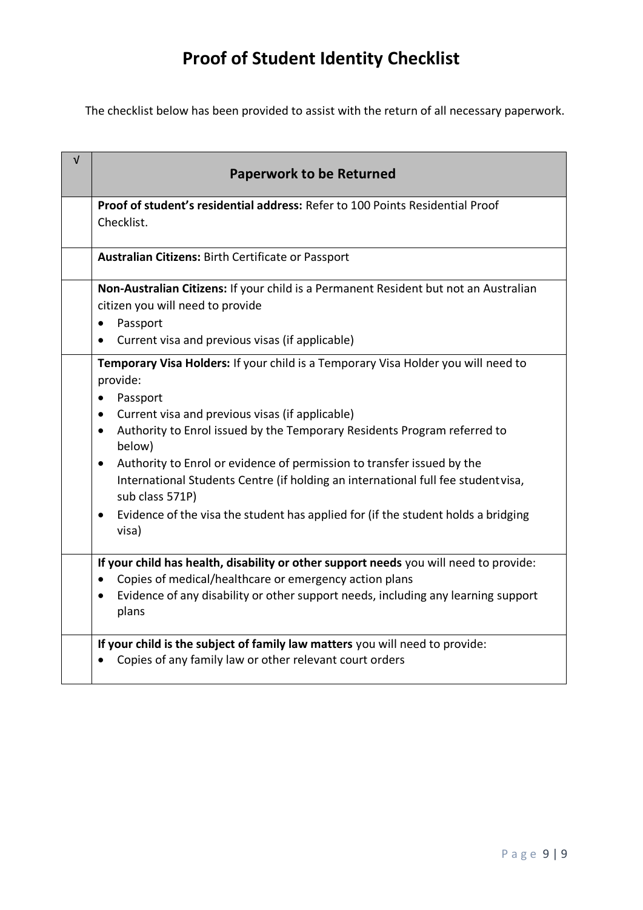# Proof of Student Identity Checklist

The checklist below has been provided to assist with the return of all necessary paperwork.

| √ | Paperwork to be Returned |
|---|---|
| | **Proof of student's residential address:** Refer to 100 Points Residential Proof Checklist. |
| | **Australian Citizens:** Birth Certificate or Passport |
| | **Non-Australian Citizens:** If your child is a Permanent Resident but not an Australian citizen you will need to provide<br>• Passport<br>• Current visa and previous visas (if applicable) |
| | **Temporary Visa Holders:** If your child is a Temporary Visa Holder you will need to provide:<br>• Passport<br>• Current visa and previous visas (if applicable)<br>• Authority to Enrol issued by the Temporary Residents Program referred to below)<br>• Authority to Enrol or evidence of permission to transfer issued by the International Students Centre (if holding an international full fee student visa, sub class 571P)<br>• Evidence of the visa the student has applied for (if the student holds a bridging visa) |
| | **If your child has health, disability or other support needs** you will need to provide:<br>• Copies of medical/healthcare or emergency action plans<br>• Evidence of any disability or other support needs, including any learning support plans |
| | **If your child is the subject of family law matters** you will need to provide:<br>• Copies of any family law or other relevant court orders |